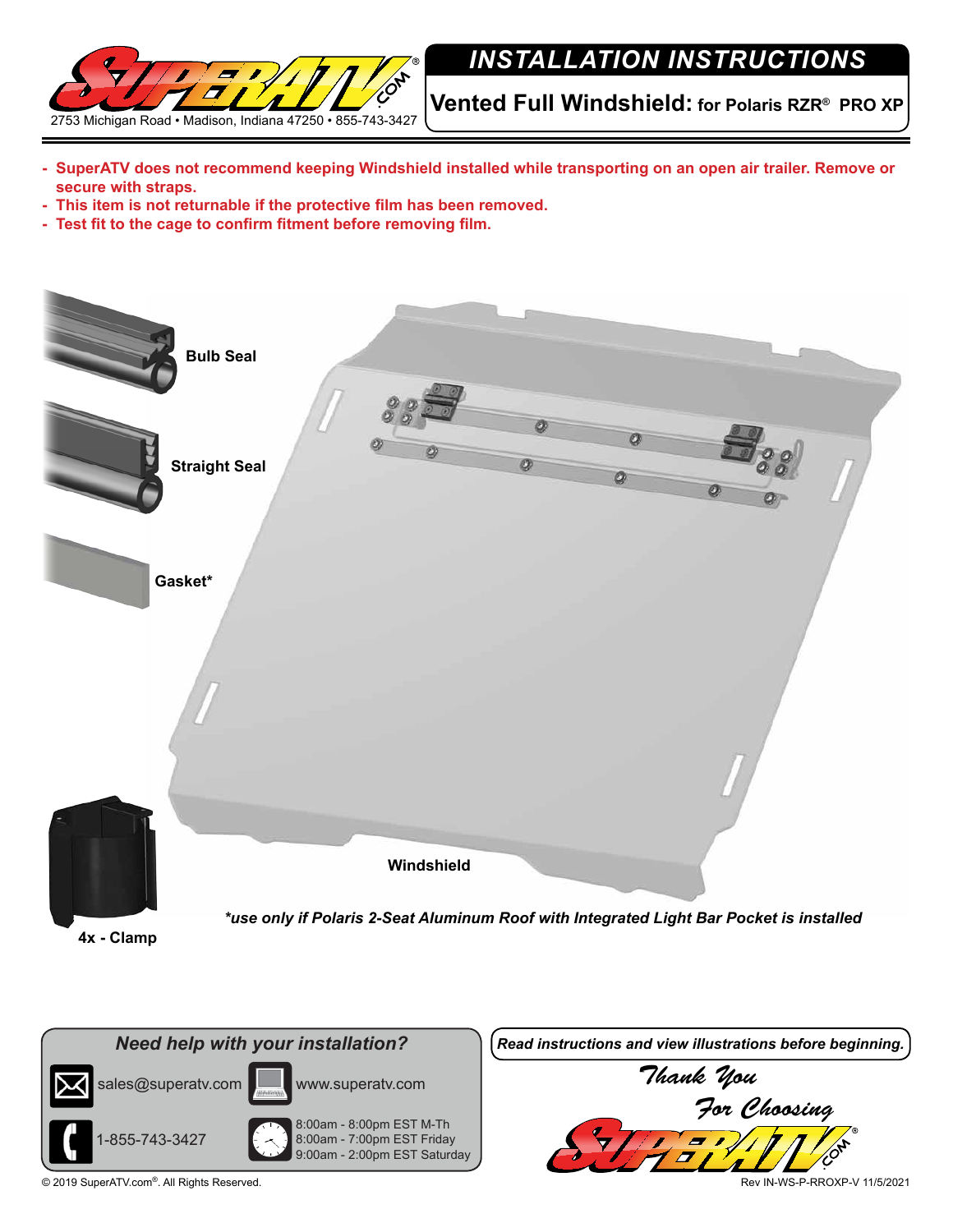2753 Michigan Road • Madison, Indiana 47250 • 855-743-3427

# INSTALLATION INSTRUCTIONS

## Vented Full Windshield: for Polaris RZR® PRO XP

- **SuperATV does not recommend keeping Windshield installed while transporting on an open air trailer. Remove or secure with straps.**
- **This item is not returnable if the protective film has been removed.**
- **Test fit to the cage to confirm fitment before removing film.**

**Bulb Seal**

**Straight Seal**

**Gasket***

**Windshield**

**4x - Clamp**

***use only if Polaris 2-Seat Aluminum Roof with Integrated Light Bar Pocket is installed***

***Need help with your installation?***

sales@superatv.com

www.superatv.com

1-855-743-3427

8:00am - 8:00pm EST M-Th
8:00am - 7:00pm EST Friday
9:00am - 2:00pm EST Saturday

***Read instructions and view illustrations before beginning.***

*Thank You For Choosing*

© 2019 SuperATV.com®. All Rights Reserved.

Rev IN-WS-P-RROXP-V 11/5/2021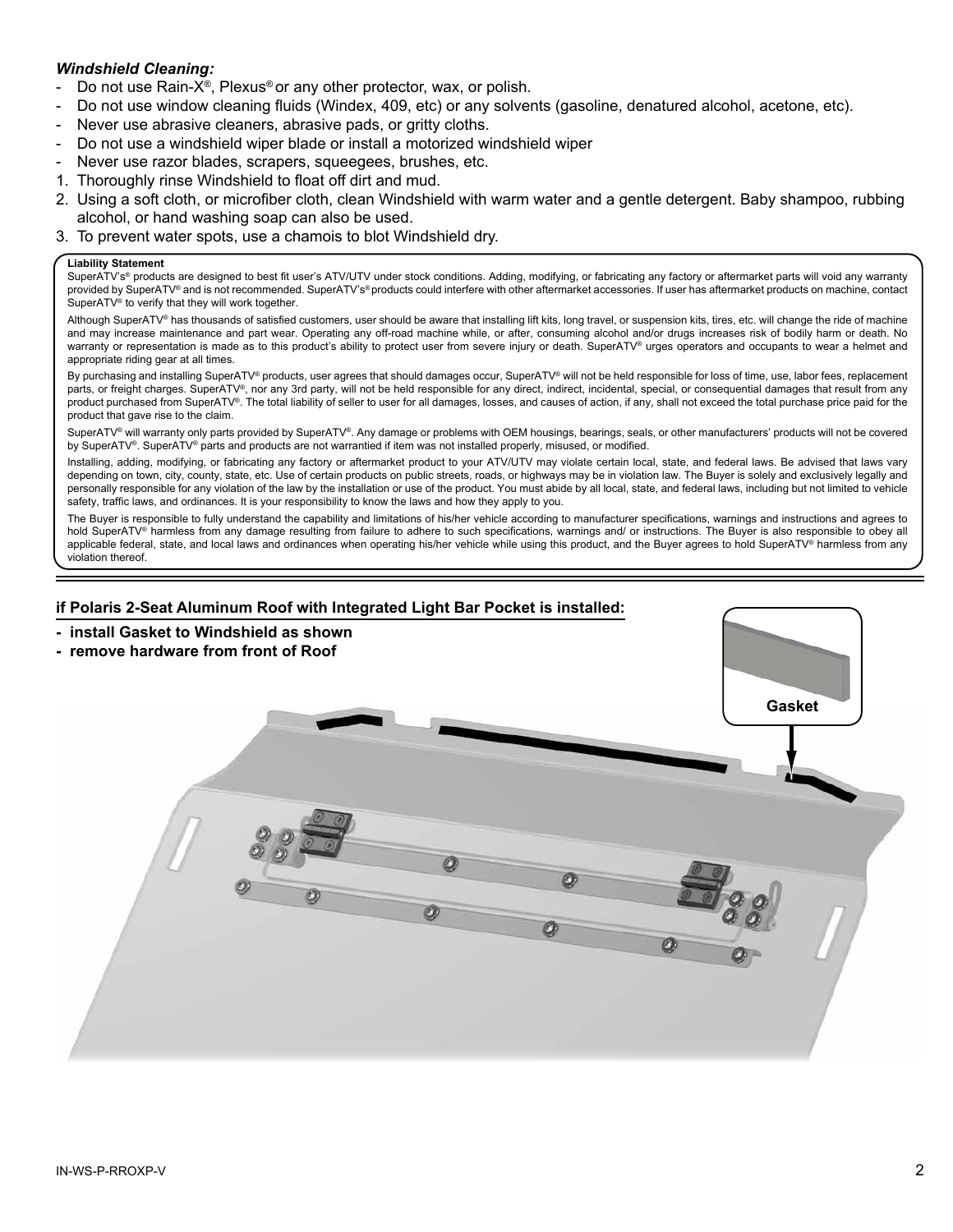***Windshield Cleaning:***

- Do not use Rain-X®, Plexus® or any other protector, wax, or polish.
- Do not use window cleaning fluids (Windex, 409, etc) or any solvents (gasoline, denatured alcohol, acetone, etc).
- Never use abrasive cleaners, abrasive pads, or gritty cloths.
- Do not use a windshield wiper blade or install a motorized windshield wiper
- Never use razor blades, scrapers, squeegees, brushes, etc.

1. Thoroughly rinse Windshield to float off dirt and mud.
2. Using a soft cloth, or microfiber cloth, clean Windshield with warm water and a gentle detergent. Baby shampoo, rubbing alcohol, or hand washing soap can also be used.
3. To prevent water spots, use a chamois to blot Windshield dry.

**Liability Statement**

SuperATV's® products are designed to best fit user's ATV/UTV under stock conditions. Adding, modifying, or fabricating any factory or aftermarket parts will void any warranty provided by SuperATV® and is not recommended. SuperATV's® products could interfere with other aftermarket accessories. If user has aftermarket products on machine, contact SuperATV® to verify that they will work together.

Although SuperATV® has thousands of satisfied customers, user should be aware that installing lift kits, long travel, or suspension kits, tires, etc. will change the ride of machine and may increase maintenance and part wear. Operating any off-road machine while, or after, consuming alcohol and/or drugs increases risk of bodily harm or death. No warranty or representation is made as to this product's ability to protect user from severe injury or death. SuperATV® urges operators and occupants to wear a helmet and appropriate riding gear at all times.

By purchasing and installing SuperATV® products, user agrees that should damages occur, SuperATV® will not be held responsible for loss of time, use, labor fees, replacement parts, or freight charges. SuperATV®, nor any 3rd party, will not be held responsible for any direct, indirect, incidental, special, or consequential damages that result from any product purchased from SuperATV®. The total liability of seller to user for all damages, losses, and causes of action, if any, shall not exceed the total purchase price paid for the product that gave rise to the claim.

SuperATV® will warranty only parts provided by SuperATV®. Any damage or problems with OEM housings, bearings, seals, or other manufacturers' products will not be covered by SuperATV®. SuperATV® parts and products are not warrantied if item was not installed properly, misused, or modified.

Installing, adding, modifying, or fabricating any factory or aftermarket product to your ATV/UTV may violate certain local, state, and federal laws. Be advised that laws vary depending on town, city, county, state, etc. Use of certain products on public streets, roads, or highways may be in violation law. The Buyer is solely and exclusively legally and personally responsible for any violation of the law by the installation or use of the product. You must abide by all local, state, and federal laws, including but not limited to vehicle safety, traffic laws, and ordinances. It is your responsibility to know the laws and how they apply to you.

The Buyer is responsible to fully understand the capability and limitations of his/her vehicle according to manufacturer specifications, warnings and instructions and agrees to hold SuperATV® harmless from any damage resulting from failure to adhere to such specifications, warnings and/ or instructions. The Buyer is also responsible to obey all applicable federal, state, and local laws and ordinances when operating his/her vehicle while using this product, and the Buyer agrees to hold SuperATV® harmless from any violation thereof.

**if Polaris 2-Seat Aluminum Roof with Integrated Light Bar Pocket is installed:**

- **install Gasket to Windshield as shown**
- **remove hardware from front of Roof**

Gasket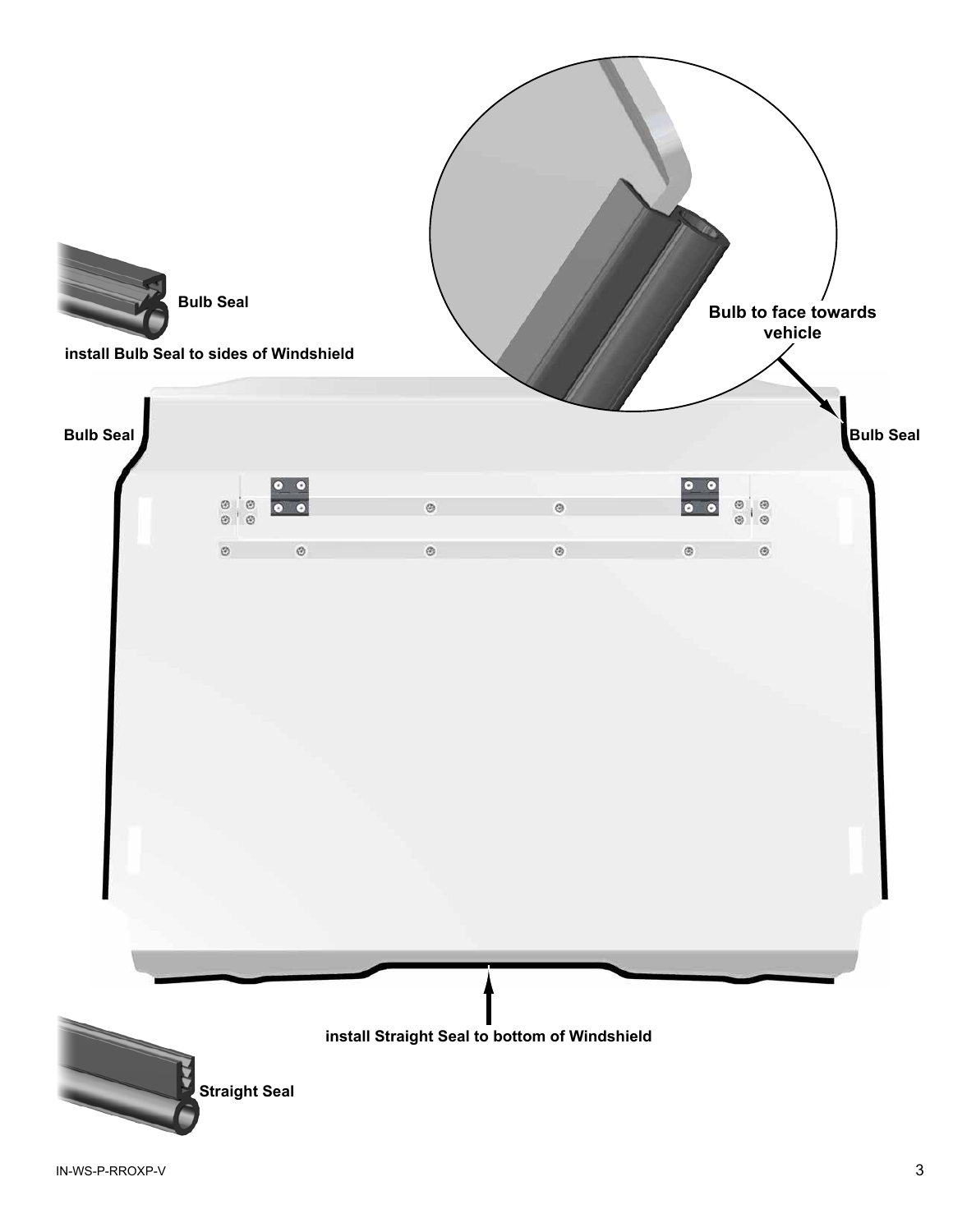Bulb Seal

install Bulb Seal to sides of Windshield

Bulb to face towards vehicle

Bulb Seal

Bulb Seal

install Straight Seal to bottom of Windshield

Straight Seal

IN-WS-P-RROXP-V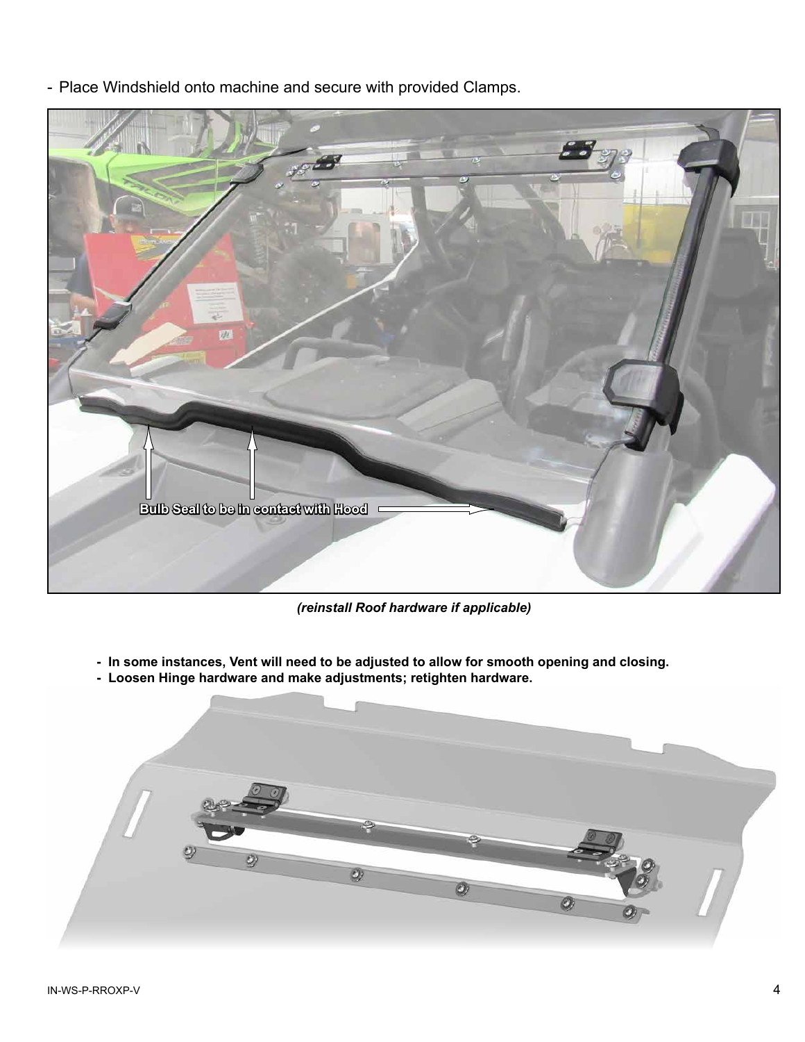- Place Windshield onto machine and secure with provided Clamps.

Bulb Seal to be in contact with Hood

***(reinstall Roof hardware if applicable)***

- **In some instances, Vent will need to be adjusted to allow for smooth opening and closing.**
- **Loosen Hinge hardware and make adjustments; retighten hardware.**